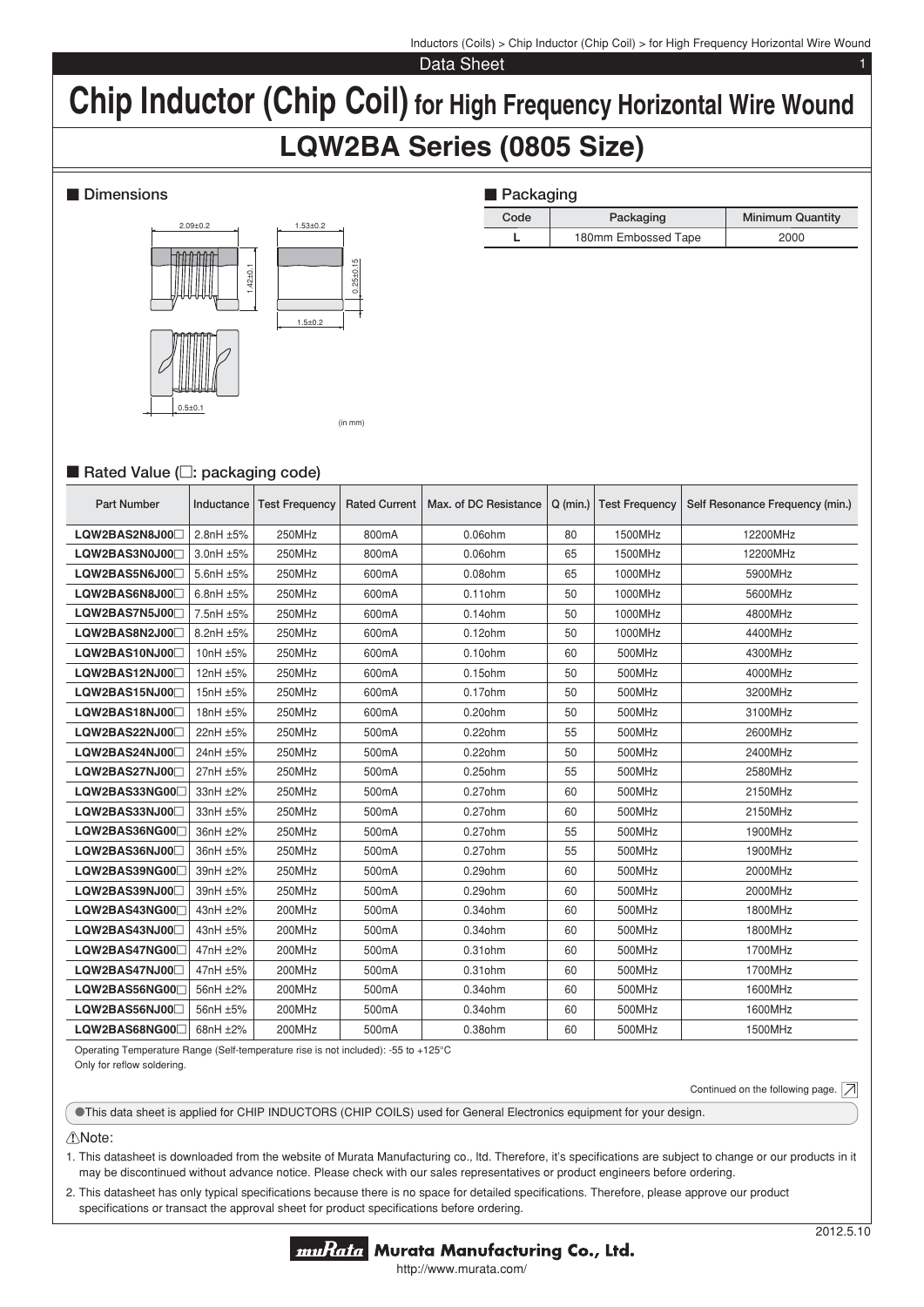Inductors (Coils) > Chip Inductor (Chip Coil) > for High Frequency Horizontal Wire Wound

Data Sheet

# Chip Inductor (Chip Coil) for High Frequency Horizontal Wire Wound

## LQW2BA Series (0805 Size)

### ■ Dimensions

2.09±0.2 | 1.53±0.2 | 1.42±0.1 | 0.25±0.15 | 1.5±0.2 | 0.5±0.1

(in mm)

### ■ Packaging

| Code | Packaging | Minimum Quantity |
|---|---|---|
| L | 180mm Embossed Tape | 2000 |

### ■ Rated Value (□: packaging code)

| Part Number | Inductance | Test Frequency | Rated Current | Max. of DC Resistance | Q (min.) | Test Frequency | Self Resonance Frequency (min.) |
|---|---|---|---|---|---|---|---|
| LQW2BAS2N8J00□ | 2.8nH ±5% | 250MHz | 800mA | 0.06ohm | 80 | 1500MHz | 12200MHz |
| LQW2BAS3N0J00□ | 3.0nH ±5% | 250MHz | 800mA | 0.06ohm | 65 | 1500MHz | 12200MHz |
| LQW2BAS5N6J00□ | 5.6nH ±5% | 250MHz | 600mA | 0.08ohm | 65 | 1000MHz | 5900MHz |
| LQW2BAS6N8J00□ | 6.8nH ±5% | 250MHz | 600mA | 0.11ohm | 50 | 1000MHz | 5600MHz |
| LQW2BAS7N5J00□ | 7.5nH ±5% | 250MHz | 600mA | 0.14ohm | 50 | 1000MHz | 4800MHz |
| LQW2BAS8N2J00□ | 8.2nH ±5% | 250MHz | 600mA | 0.12ohm | 50 | 1000MHz | 4400MHz |
| LQW2BAS10NJ00□ | 10nH ±5% | 250MHz | 600mA | 0.10ohm | 60 | 500MHz | 4300MHz |
| LQW2BAS12NJ00□ | 12nH ±5% | 250MHz | 600mA | 0.15ohm | 50 | 500MHz | 4000MHz |
| LQW2BAS15NJ00□ | 15nH ±5% | 250MHz | 600mA | 0.17ohm | 50 | 500MHz | 3200MHz |
| LQW2BAS18NJ00□ | 18nH ±5% | 250MHz | 600mA | 0.20ohm | 50 | 500MHz | 3100MHz |
| LQW2BAS22NJ00□ | 22nH ±5% | 250MHz | 500mA | 0.22ohm | 55 | 500MHz | 2600MHz |
| LQW2BAS24NJ00□ | 24nH ±5% | 250MHz | 500mA | 0.22ohm | 50 | 500MHz | 2400MHz |
| LQW2BAS27NJ00□ | 27nH ±5% | 250MHz | 500mA | 0.25ohm | 55 | 500MHz | 2580MHz |
| LQW2BAS33NG00□ | 33nH ±2% | 250MHz | 500mA | 0.27ohm | 60 | 500MHz | 2150MHz |
| LQW2BAS33NJ00□ | 33nH ±5% | 250MHz | 500mA | 0.27ohm | 60 | 500MHz | 2150MHz |
| LQW2BAS36NG00□ | 36nH ±2% | 250MHz | 500mA | 0.27ohm | 55 | 500MHz | 1900MHz |
| LQW2BAS36NJ00□ | 36nH ±5% | 250MHz | 500mA | 0.27ohm | 55 | 500MHz | 1900MHz |
| LQW2BAS39NG00□ | 39nH ±2% | 250MHz | 500mA | 0.29ohm | 60 | 500MHz | 2000MHz |
| LQW2BAS39NJ00□ | 39nH ±5% | 250MHz | 500mA | 0.29ohm | 60 | 500MHz | 2000MHz |
| LQW2BAS43NG00□ | 43nH ±2% | 200MHz | 500mA | 0.34ohm | 60 | 500MHz | 1800MHz |
| LQW2BAS43NJ00□ | 43nH ±5% | 200MHz | 500mA | 0.34ohm | 60 | 500MHz | 1800MHz |
| LQW2BAS47NG00□ | 47nH ±2% | 200MHz | 500mA | 0.31ohm | 60 | 500MHz | 1700MHz |
| LQW2BAS47NJ00□ | 47nH ±5% | 200MHz | 500mA | 0.31ohm | 60 | 500MHz | 1700MHz |
| LQW2BAS56NG00□ | 56nH ±2% | 200MHz | 500mA | 0.34ohm | 60 | 500MHz | 1600MHz |
| LQW2BAS56NJ00□ | 56nH ±5% | 200MHz | 500mA | 0.34ohm | 60 | 500MHz | 1600MHz |
| LQW2BAS68NG00□ | 68nH ±2% | 200MHz | 500mA | 0.38ohm | 60 | 500MHz | 1500MHz |

Operating Temperature Range (Self-temperature rise is not included): -55 to +125°C
Only for reflow soldering.

Continued on the following page.

●This data sheet is applied for CHIP INDUCTORS (CHIP COILS) used for General Electronics equipment for your design.

⚠Note:

1. This datasheet is downloaded from the website of Murata Manufacturing co., ltd. Therefore, it's specifications are subject to change or our products in it may be discontinued without advance notice. Please check with our sales representatives or product engineers before ordering.
2. This datasheet has only typical specifications because there is no space for detailed specifications. Therefore, please approve our product specifications or transact the approval sheet for product specifications before ordering.

2012.5.10

Murata Manufacturing Co., Ltd.
http://www.murata.com/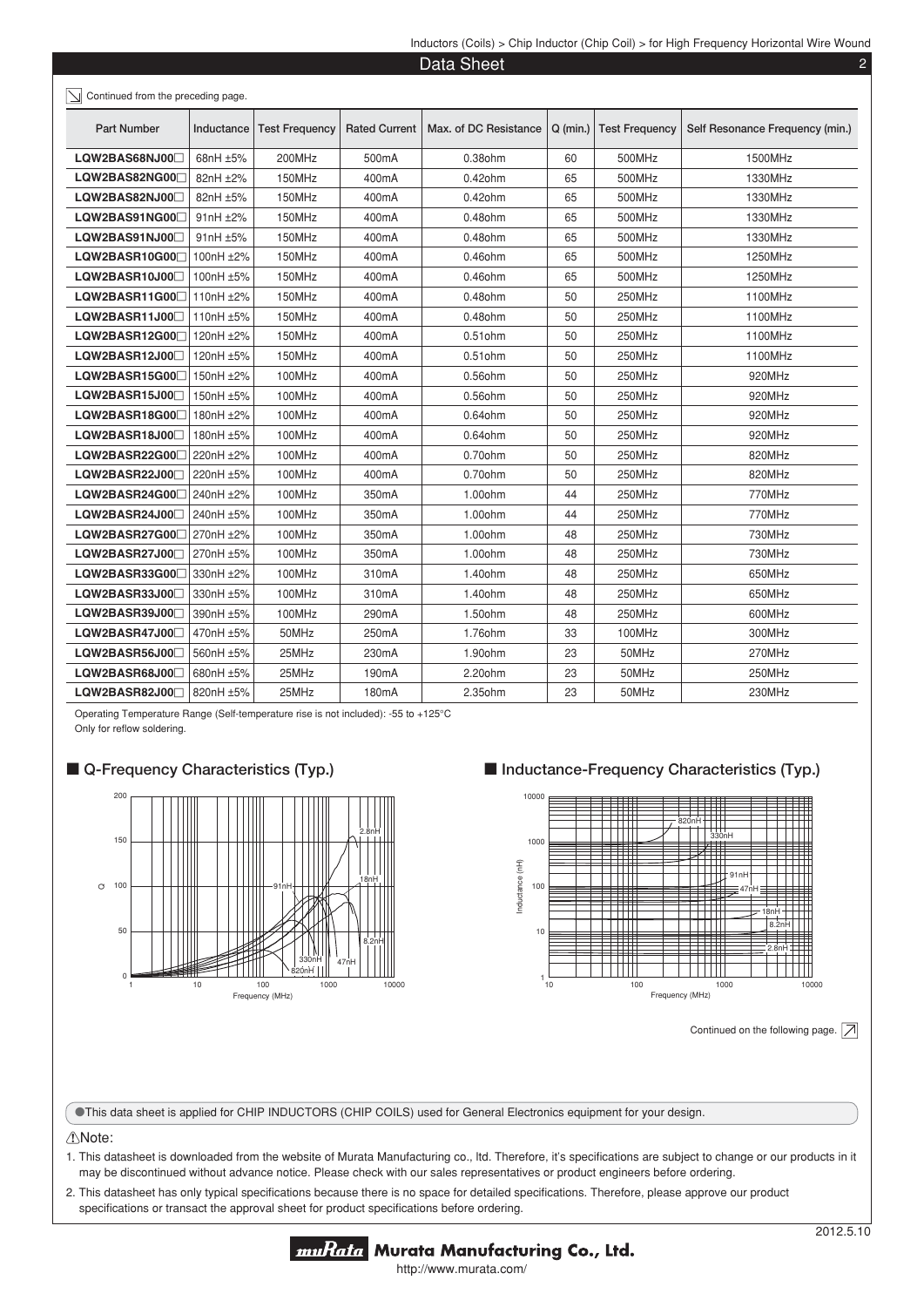Continued from the preceding page.

| Part Number | Inductance | Test Frequency | Rated Current | Max. of DC Resistance | Q (min.) | Test Frequency | Self Resonance Frequency (min.) |
|---|---|---|---|---|---|---|---|
| LQW2BAS68NJ00□ | 68nH ±5% | 200MHz | 500mA | 0.38ohm | 60 | 500MHz | 1500MHz |
| LQW2BAS82NG00□ | 82nH ±2% | 150MHz | 400mA | 0.42ohm | 65 | 500MHz | 1330MHz |
| LQW2BAS82NJ00□ | 82nH ±5% | 150MHz | 400mA | 0.42ohm | 65 | 500MHz | 1330MHz |
| LQW2BAS91NG00□ | 91nH ±2% | 150MHz | 400mA | 0.48ohm | 65 | 500MHz | 1330MHz |
| LQW2BAS91NJ00□ | 91nH ±5% | 150MHz | 400mA | 0.48ohm | 65 | 500MHz | 1330MHz |
| LQW2BASR10G00□ | 100nH ±2% | 150MHz | 400mA | 0.46ohm | 65 | 500MHz | 1250MHz |
| LQW2BASR10J00□ | 100nH ±5% | 150MHz | 400mA | 0.46ohm | 65 | 500MHz | 1250MHz |
| LQW2BASR11G00□ | 110nH ±2% | 150MHz | 400mA | 0.48ohm | 50 | 250MHz | 1100MHz |
| LQW2BASR11J00□ | 110nH ±5% | 150MHz | 400mA | 0.48ohm | 50 | 250MHz | 1100MHz |
| LQW2BASR12G00□ | 120nH ±2% | 150MHz | 400mA | 0.51ohm | 50 | 250MHz | 1100MHz |
| LQW2BASR12J00□ | 120nH ±5% | 150MHz | 400mA | 0.51ohm | 50 | 250MHz | 1100MHz |
| LQW2BASR15G00□ | 150nH ±2% | 100MHz | 400mA | 0.56ohm | 50 | 250MHz | 920MHz |
| LQW2BASR15J00□ | 150nH ±5% | 100MHz | 400mA | 0.56ohm | 50 | 250MHz | 920MHz |
| LQW2BASR18G00□ | 180nH ±2% | 100MHz | 400mA | 0.64ohm | 50 | 250MHz | 920MHz |
| LQW2BASR18J00□ | 180nH ±5% | 100MHz | 400mA | 0.64ohm | 50 | 250MHz | 920MHz |
| LQW2BASR22G00□ | 220nH ±2% | 100MHz | 400mA | 0.70ohm | 50 | 250MHz | 820MHz |
| LQW2BASR22J00□ | 220nH ±5% | 100MHz | 400mA | 0.70ohm | 50 | 250MHz | 820MHz |
| LQW2BASR24G00□ | 240nH ±2% | 100MHz | 350mA | 1.00ohm | 44 | 250MHz | 770MHz |
| LQW2BASR24J00□ | 240nH ±5% | 100MHz | 350mA | 1.00ohm | 44 | 250MHz | 770MHz |
| LQW2BASR27G00□ | 270nH ±2% | 100MHz | 350mA | 1.00ohm | 48 | 250MHz | 730MHz |
| LQW2BASR27J00□ | 270nH ±5% | 100MHz | 350mA | 1.00ohm | 48 | 250MHz | 730MHz |
| LQW2BASR33G00□ | 330nH ±2% | 100MHz | 310mA | 1.40ohm | 48 | 250MHz | 650MHz |
| LQW2BASR33J00□ | 330nH ±5% | 100MHz | 310mA | 1.40ohm | 48 | 250MHz | 650MHz |
| LQW2BASR39J00□ | 390nH ±5% | 100MHz | 290mA | 1.50ohm | 48 | 250MHz | 600MHz |
| LQW2BASR47J00□ | 470nH ±5% | 50MHz | 250mA | 1.76ohm | 33 | 100MHz | 300MHz |
| LQW2BASR56J00□ | 560nH ±5% | 25MHz | 230mA | 1.90ohm | 23 | 50MHz | 270MHz |
| LQW2BASR68J00□ | 680nH ±5% | 25MHz | 190mA | 2.20ohm | 23 | 50MHz | 250MHz |
| LQW2BASR82J00□ | 820nH ±5% | 25MHz | 180mA | 2.35ohm | 23 | 50MHz | 230MHz |

Operating Temperature Range (Self-temperature rise is not included): -55 to +125°C
Only for reflow soldering.

## ■ Q-Frequency Characteristics (Typ.)

## ■ Inductance-Frequency Characteristics (Typ.)

Continued on the following page.

●This data sheet is applied for CHIP INDUCTORS (CHIP COILS) used for General Electronics equipment for your design.

⚠Note:

1. This datasheet is downloaded from the website of Murata Manufacturing co., ltd. Therefore, it's specifications are subject to change or our products in it may be discontinued without advance notice. Please check with our sales representatives or product engineers before ordering.
2. This datasheet has only typical specifications because there is no space for detailed specifications. Therefore, please approve our product specifications or transact the approval sheet for product specifications before ordering.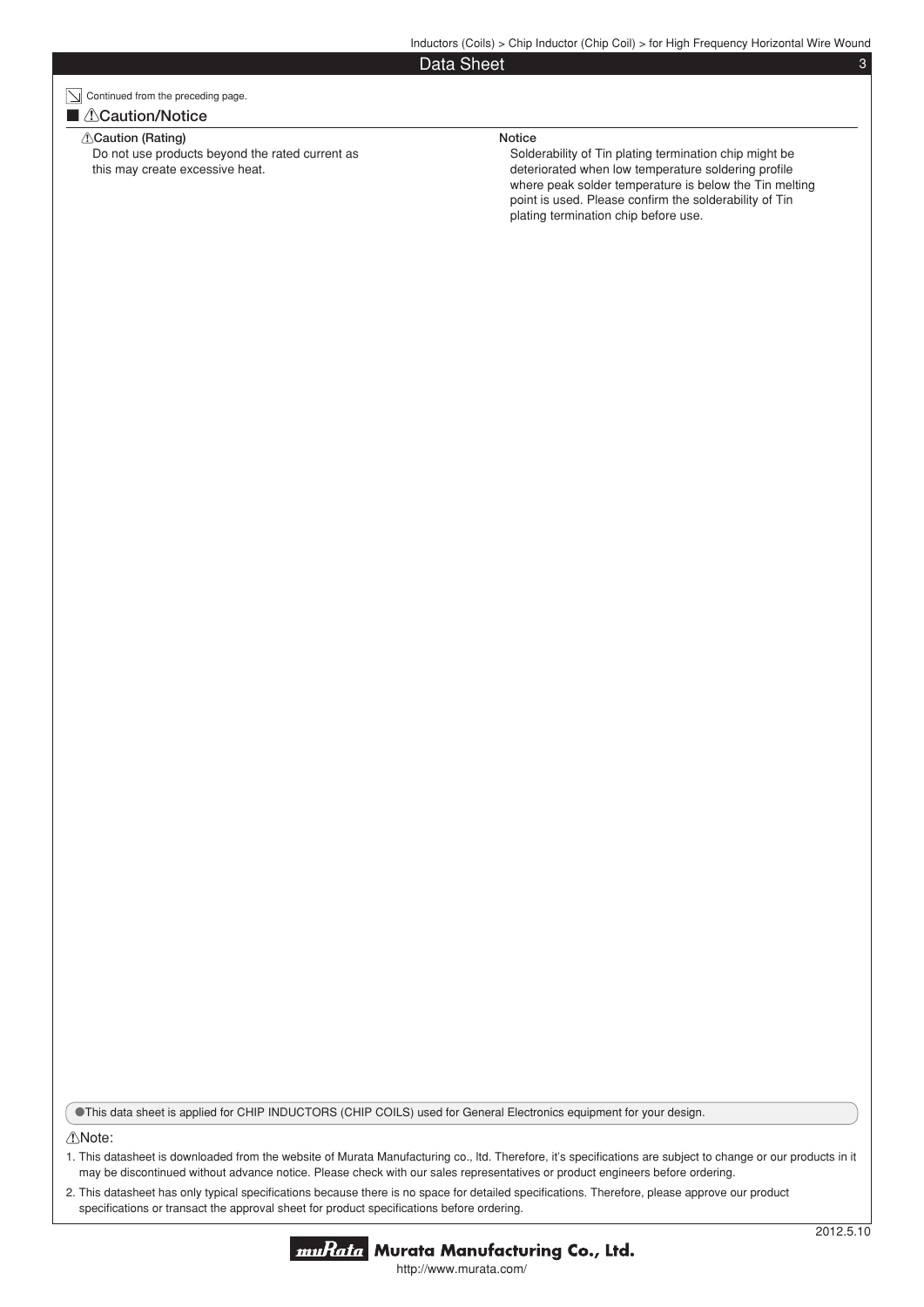Continued from the preceding page.

## ■ ⚠Caution/Notice

**⚠Caution (Rating)**

Do not use products beyond the rated current as this may create excessive heat.

**Notice**

Solderability of Tin plating termination chip might be deteriorated when low temperature soldering profile where peak solder temperature is below the Tin melting point is used. Please confirm the solderability of Tin plating termination chip before use.

●This data sheet is applied for CHIP INDUCTORS (CHIP COILS) used for General Electronics equipment for your design.

⚠Note:

1. This datasheet is downloaded from the website of Murata Manufacturing co., ltd. Therefore, it's specifications are subject to change or our products in it may be discontinued without advance notice. Please check with our sales representatives or product engineers before ordering.
2. This datasheet has only typical specifications because there is no space for detailed specifications. Therefore, please approve our product specifications or transact the approval sheet for product specifications before ordering.

2012.5.10

Murata Manufacturing Co., Ltd.

http://www.murata.com/